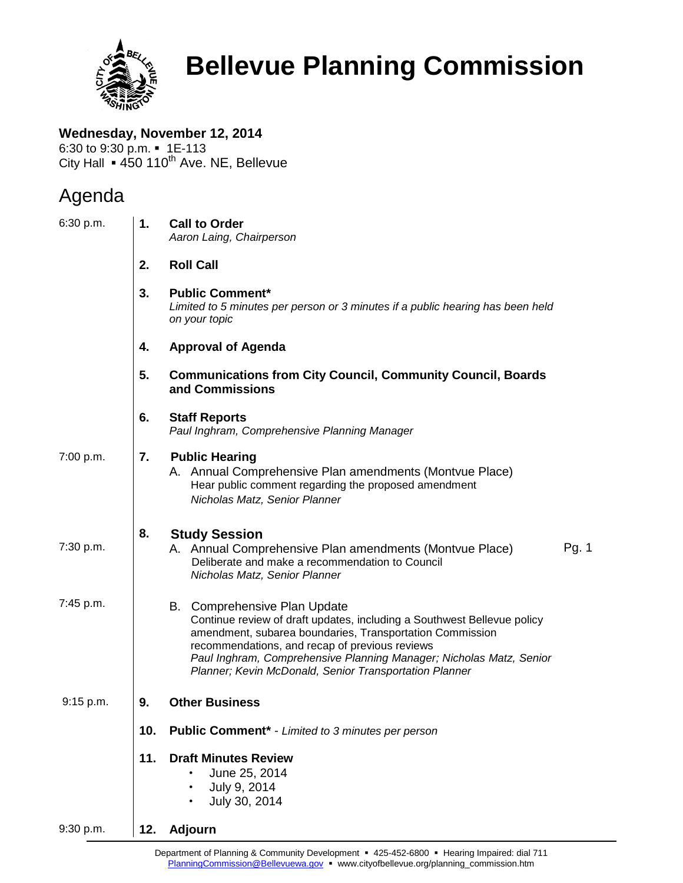# Bellevue Planning Commission

**Wednesday, November 12, 2014**
6:30 to 9:30 p.m. ▪ 1E-113
City Hall ▪ 450 110th Ave. NE, Bellevue

## Agenda

| | | | |
|---|---|---|---|
| 6:30 p.m. | **1.** | **Call to Order**<br>*Aaron Laing, Chairperson* | |
| | **2.** | **Roll Call** | |
| | **3.** | **Public Comment***<br>*Limited to 5 minutes per person or 3 minutes if a public hearing has been held on your topic* | |
| | **4.** | **Approval of Agenda** | |
| | **5.** | **Communications from City Council, Community Council, Boards and Commissions** | |
| | **6.** | **Staff Reports**<br>*Paul Inghram, Comprehensive Planning Manager* | |
| 7:00 p.m. | **7.** | **Public Hearing**<br>A. Annual Comprehensive Plan amendments (Montvue Place)<br>Hear public comment regarding the proposed amendment<br>*Nicholas Matz, Senior Planner* | |
| 7:30 p.m. | **8.** | **Study Session**<br>A. Annual Comprehensive Plan amendments (Montvue Place)<br>Deliberate and make a recommendation to Council<br>*Nicholas Matz, Senior Planner* | Pg. 1 |
| 7:45 p.m. | | B. Comprehensive Plan Update<br>Continue review of draft updates, including a Southwest Bellevue policy amendment, subarea boundaries, Transportation Commission recommendations, and recap of previous reviews<br>*Paul Inghram, Comprehensive Planning Manager; Nicholas Matz, Senior Planner; Kevin McDonald, Senior Transportation Planner* | |
| 9:15 p.m. | **9.** | **Other Business** | |
| | **10.** | **Public Comment*** - *Limited to 3 minutes per person* | |
| | **11.** | **Draft Minutes Review**<br>• June 25, 2014<br>• July 9, 2014<br>• July 30, 2014 | |
| 9:30 p.m. | **12.** | **Adjourn** | |

Department of Planning & Community Development ▪ 425-452-6800 ▪ Hearing Impaired: dial 711
PlanningCommission@Bellevuewa.gov ▪ www.cityofbellevue.org/planning_commission.htm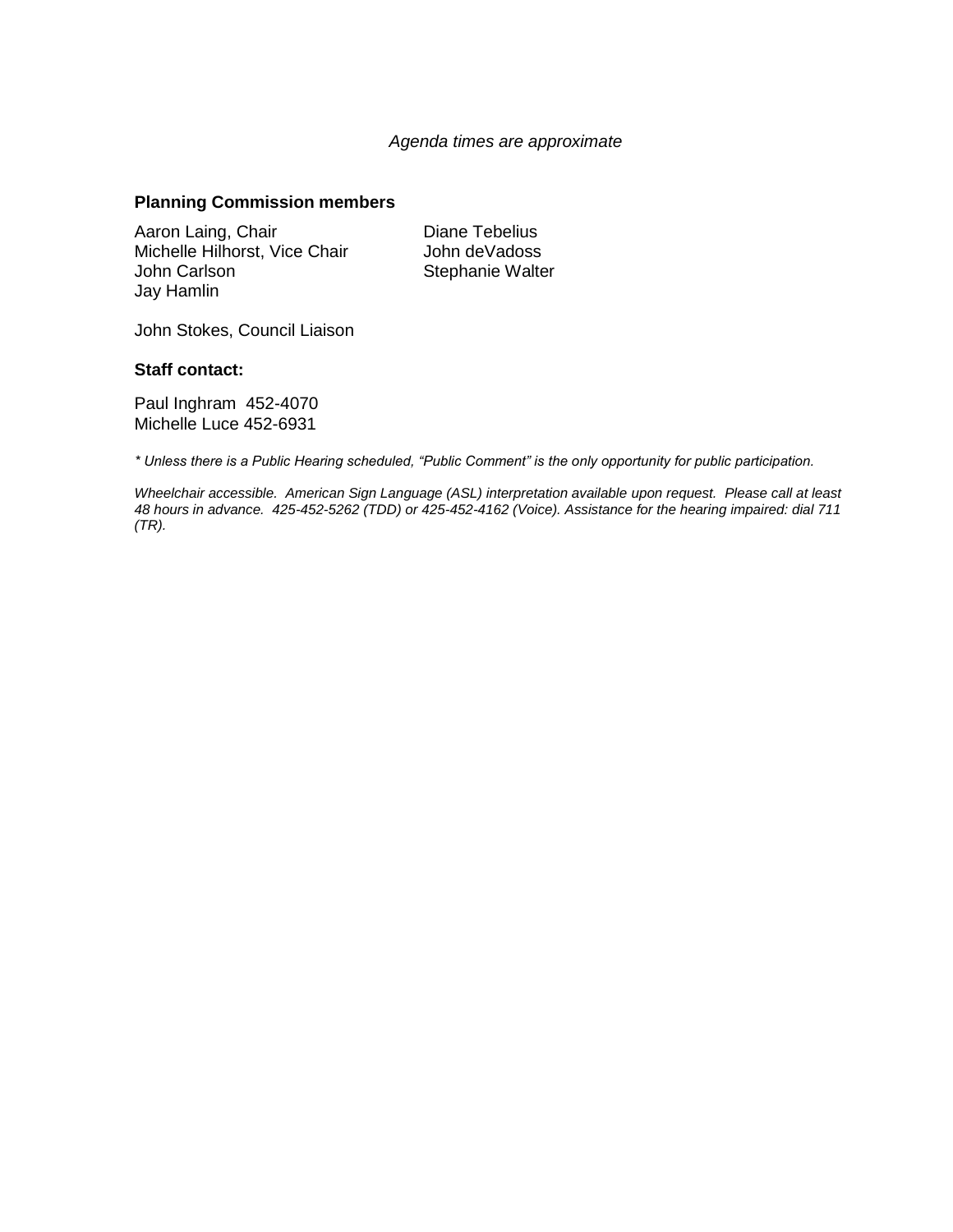*Agenda times are approximate*

**Planning Commission members**

Aaron Laing, Chair
Michelle Hilhorst, Vice Chair
John Carlson
Jay Hamlin
Diane Tebelius
John deVadoss
Stephanie Walter

John Stokes, Council Liaison

**Staff contact:**

Paul Inghram 452-4070
Michelle Luce 452-6931

*\* Unless there is a Public Hearing scheduled, "Public Comment" is the only opportunity for public participation.*

*Wheelchair accessible. American Sign Language (ASL) interpretation available upon request. Please call at least 48 hours in advance. 425-452-5262 (TDD) or 425-452-4162 (Voice). Assistance for the hearing impaired: dial 711 (TR).*